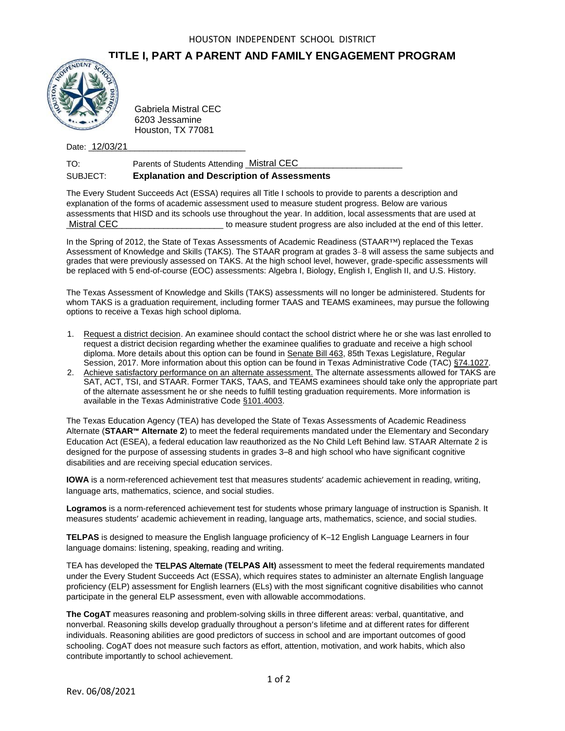HOUSTON INDEPENDENT SCHOOL DISTRICT

# TITLE I, PART A PARENT AND FAMILY ENGAGEMENT PROGRAM

Gabriela Mistral CEC
6203 Jessamine
Houston, TX 77081

Date: 12/03/21

TO: Parents of Students Attending Mistral CEC

SUBJECT: **Explanation and Description of Assessments**

The Every Student Succeeds Act (ESSA) requires all Title I schools to provide to parents a description and explanation of the forms of academic assessment used to measure student progress. Below are various assessments that HISD and its schools use throughout the year. In addition, local assessments that are used at Mistral CEC to measure student progress are also included at the end of this letter.

In the Spring of 2012, the State of Texas Assessments of Academic Readiness (STAAR™) replaced the Texas Assessment of Knowledge and Skills (TAKS). The STAAR program at grades 3–8 will assess the same subjects and grades that were previously assessed on TAKS. At the high school level, however, grade-specific assessments will be replaced with 5 end-of-course (EOC) assessments: Algebra I, Biology, English I, English II, and U.S. History.

The Texas Assessment of Knowledge and Skills (TAKS) assessments will no longer be administered. Students for whom TAKS is a graduation requirement, including former TAAS and TEAMS examinees, may pursue the following options to receive a Texas high school diploma.

1. Request a district decision. An examinee should contact the school district where he or she was last enrolled to request a district decision regarding whether the examinee qualifies to graduate and receive a high school diploma. More details about this option can be found in Senate Bill 463, 85th Texas Legislature, Regular Session, 2017. More information about this option can be found in Texas Administrative Code (TAC) §74.1027.
2. Achieve satisfactory performance on an alternate assessment. The alternate assessments allowed for TAKS are SAT, ACT, TSI, and STAAR. Former TAKS, TAAS, and TEAMS examinees should take only the appropriate part of the alternate assessment he or she needs to fulfill testing graduation requirements. More information is available in the Texas Administrative Code §101.4003.

The Texas Education Agency (TEA) has developed the State of Texas Assessments of Academic Readiness Alternate (**STAAR™ Alternate 2**) to meet the federal requirements mandated under the Elementary and Secondary Education Act (ESEA), a federal education law reauthorized as the No Child Left Behind law. STAAR Alternate 2 is designed for the purpose of assessing students in grades 3–8 and high school who have significant cognitive disabilities and are receiving special education services.

**IOWA** is a norm-referenced achievement test that measures students' academic achievement in reading, writing, language arts, mathematics, science, and social studies.

**Logramos** is a norm-referenced achievement test for students whose primary language of instruction is Spanish. It measures students' academic achievement in reading, language arts, mathematics, science, and social studies.

**TELPAS** is designed to measure the English language proficiency of K–12 English Language Learners in four language domains: listening, speaking, reading and writing.

TEA has developed the **TELPAS Alternate (TELPAS Alt)** assessment to meet the federal requirements mandated under the Every Student Succeeds Act (ESSA), which requires states to administer an alternate English language proficiency (ELP) assessment for English learners (ELs) with the most significant cognitive disabilities who cannot participate in the general ELP assessment, even with allowable accommodations.

**The CogAT** measures reasoning and problem-solving skills in three different areas: verbal, quantitative, and nonverbal. Reasoning skills develop gradually throughout a person's lifetime and at different rates for different individuals. Reasoning abilities are good predictors of success in school and are important outcomes of good schooling. CogAT does not measure such factors as effort, attention, motivation, and work habits, which also contribute importantly to school achievement.

Rev. 06/08/2021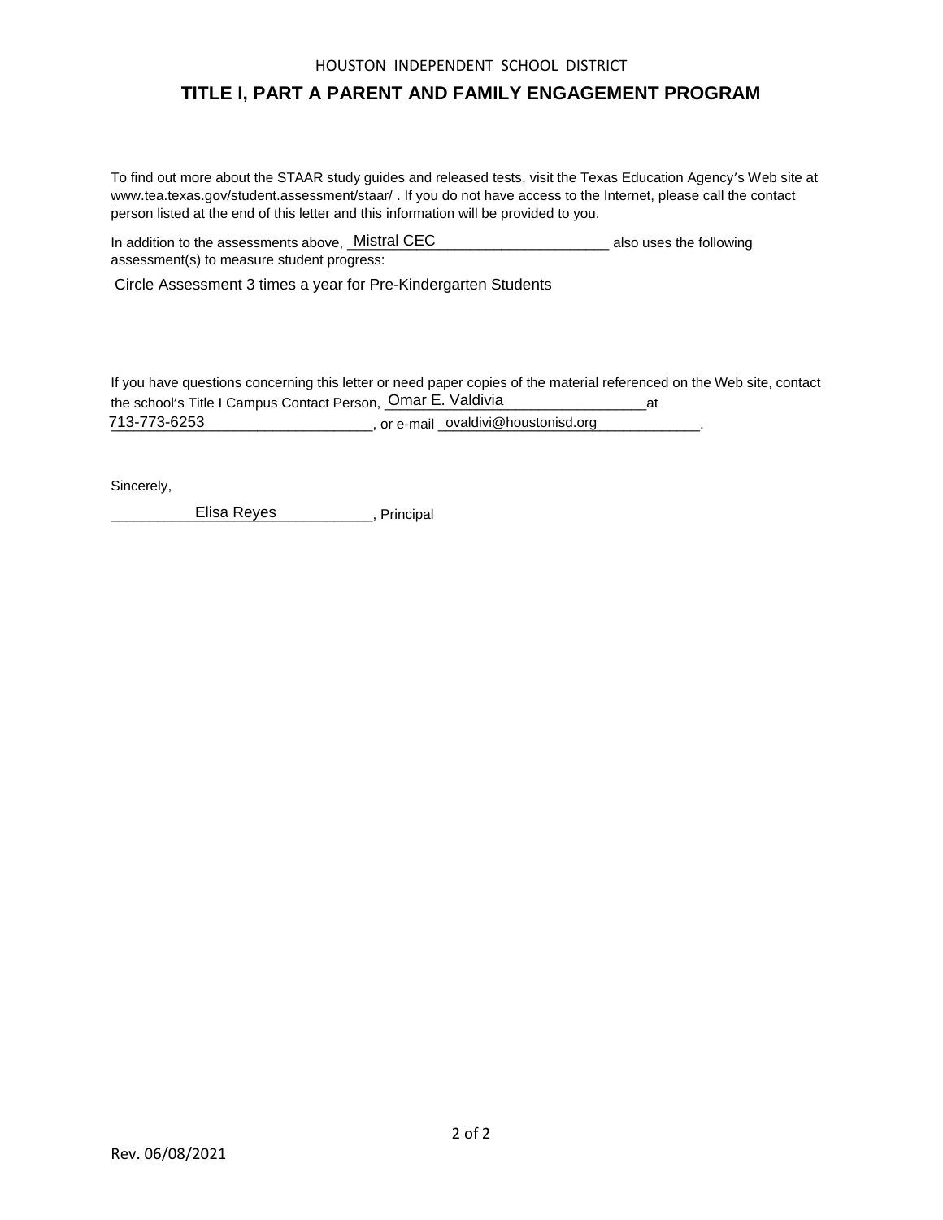HOUSTON INDEPENDENT SCHOOL DISTRICT

# TITLE I, PART A PARENT AND FAMILY ENGAGEMENT PROGRAM

To find out more about the STAAR study guides and released tests, visit the Texas Education Agency's Web site at www.tea.texas.gov/student.assessment/staar/ . If you do not have access to the Internet, please call the contact person listed at the end of this letter and this information will be provided to you.

In addition to the assessments above, Mistral CEC also uses the following assessment(s) to measure student progress:

Circle Assessment 3 times a year for Pre-Kindergarten Students

If you have questions concerning this letter or need paper copies of the material referenced on the Web site, contact the school's Title I Campus Contact Person, Omar E. Valdivia at 713-773-6253, or e-mail ovaldivi@houstonisd.org.

Sincerely,

Elisa Reyes, Principal

Rev. 06/08/2021